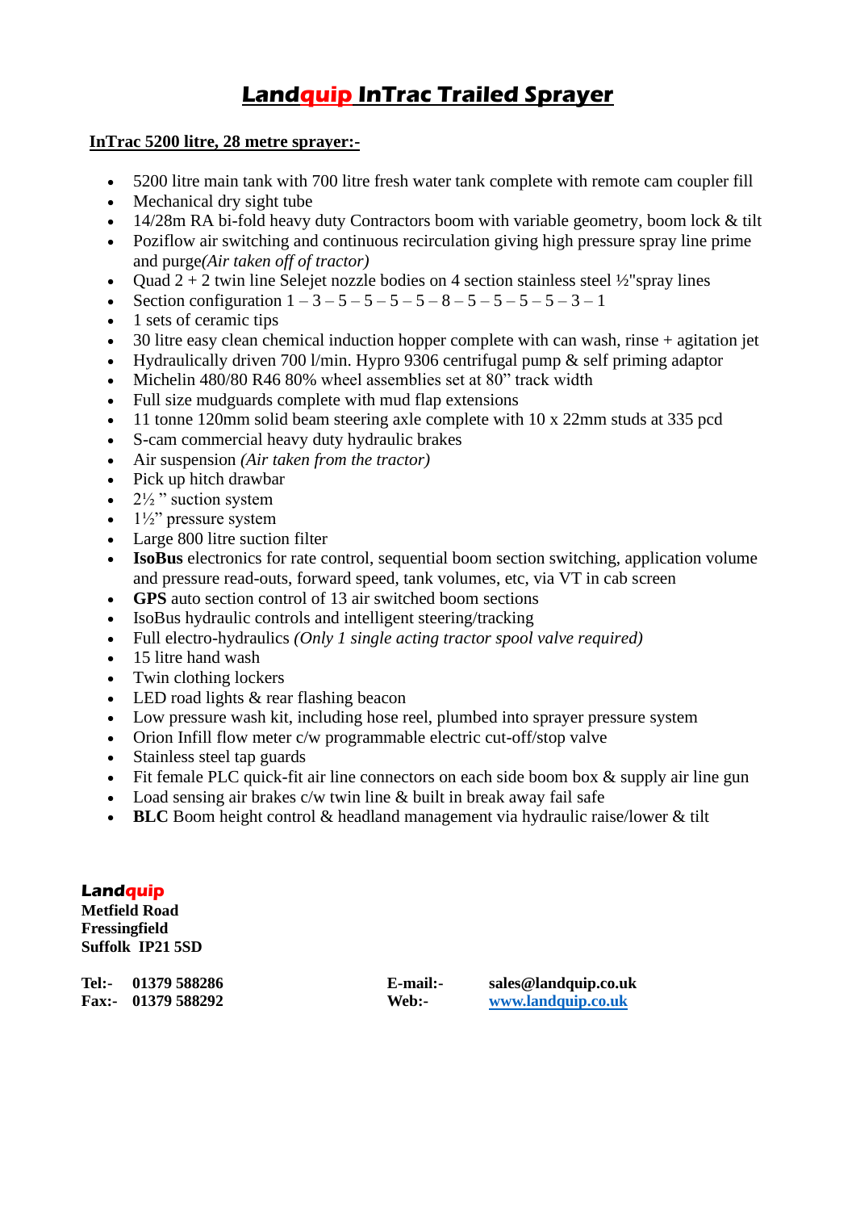# Landquip InTrac Trailed Sprayer

**InTrac 5200 litre, 28 metre sprayer:-**

- 5200 litre main tank with 700 litre fresh water tank complete with remote cam coupler fill
- Mechanical dry sight tube
- 14/28m RA bi-fold heavy duty Contractors boom with variable geometry, boom lock & tilt
- Poziflow air switching and continuous recirculation giving high pressure spray line prime and purge*(Air taken off of tractor)*
- Quad 2 + 2 twin line Selejet nozzle bodies on 4 section stainless steel ½"spray lines
- Section configuration 1 – 3 – 5 – 5 – 5 – 5 – 8 – 5 – 5 – 5 – 5 – 3 – 1
- 1 sets of ceramic tips
- 30 litre easy clean chemical induction hopper complete with can wash, rinse + agitation jet
- Hydraulically driven 700 l/min. Hypro 9306 centrifugal pump & self priming adaptor
- Michelin 480/80 R46 80% wheel assemblies set at 80" track width
- Full size mudguards complete with mud flap extensions
- 11 tonne 120mm solid beam steering axle complete with 10 x 22mm studs at 335 pcd
- S-cam commercial heavy duty hydraulic brakes
- Air suspension *(Air taken from the tractor)*
- Pick up hitch drawbar
- 2½ " suction system
- 1½" pressure system
- Large 800 litre suction filter
- **IsoBus** electronics for rate control, sequential boom section switching, application volume and pressure read-outs, forward speed, tank volumes, etc, via VT in cab screen
- **GPS** auto section control of 13 air switched boom sections
- IsoBus hydraulic controls and intelligent steering/tracking
- Full electro-hydraulics *(Only 1 single acting tractor spool valve required)*
- 15 litre hand wash
- Twin clothing lockers
- LED road lights & rear flashing beacon
- Low pressure wash kit, including hose reel, plumbed into sprayer pressure system
- Orion Infill flow meter c/w programmable electric cut-off/stop valve
- Stainless steel tap guards
- Fit female PLC quick-fit air line connectors on each side boom box & supply air line gun
- Load sensing air brakes c/w twin line & built in break away fail safe
- **BLC** Boom height control & headland management via hydraulic raise/lower & tilt

**Landquip**
**Metfield Road**
**Fressingfield**
**Suffolk IP21 5SD**

**Tel:- 01379 588286** **E-mail:- sales@landquip.co.uk**
**Fax:- 01379 588292** **Web:- [www.landquip.co.uk](http://www.landquip.co.uk)**